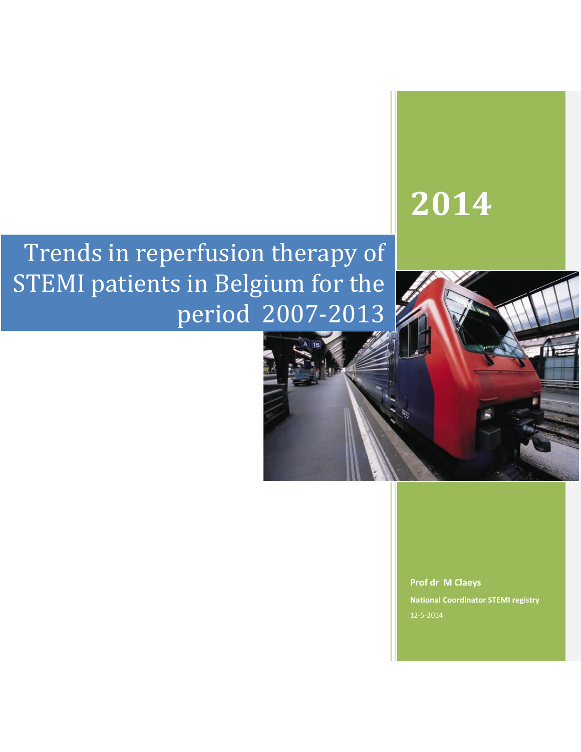# 2014

# Trends in reperfusion therapy of STEMI patients in Belgium for the period 2007-2013

**Prof dr M Claeys**

**National Coordinator STEMI registry**

12-5-2014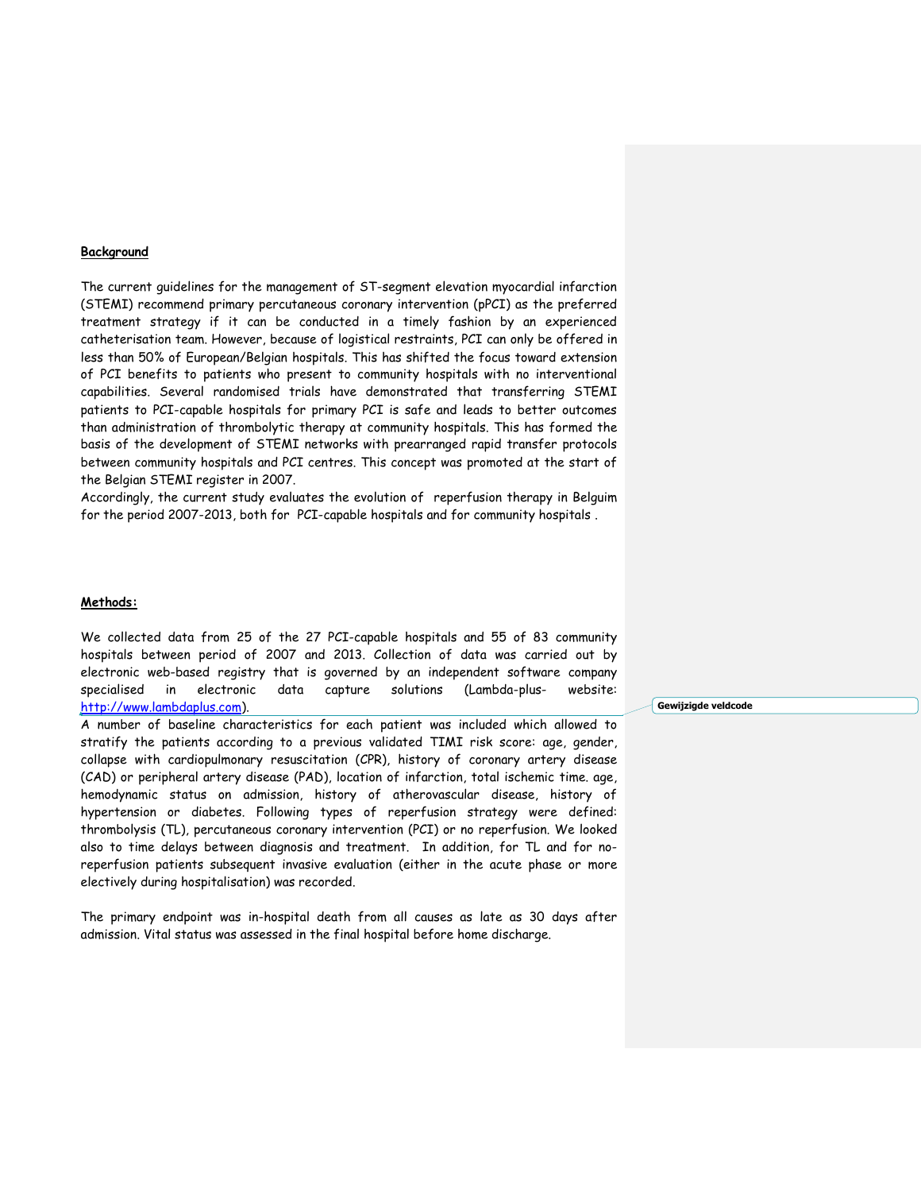**Background**

The current guidelines for the management of ST-segment elevation myocardial infarction (STEMI) recommend primary percutaneous coronary intervention (pPCI) as the preferred treatment strategy if it can be conducted in a timely fashion by an experienced catheterisation team. However, because of logistical restraints, PCI can only be offered in less than 50% of European/Belgian hospitals. This has shifted the focus toward extension of PCI benefits to patients who present to community hospitals with no interventional capabilities. Several randomised trials have demonstrated that transferring STEMI patients to PCI-capable hospitals for primary PCI is safe and leads to better outcomes than administration of thrombolytic therapy at community hospitals. This has formed the basis of the development of STEMI networks with prearranged rapid transfer protocols between community hospitals and PCI centres. This concept was promoted at the start of the Belgian STEMI register in 2007.
Accordingly, the current study evaluates the evolution of reperfusion therapy in Belguim for the period 2007-2013, both for PCI-capable hospitals and for community hospitals .

**Methods:**

We collected data from 25 of the 27 PCI-capable hospitals and 55 of 83 community hospitals between period of 2007 and 2013. Collection of data was carried out by electronic web-based registry that is governed by an independent software company specialised in electronic data capture solutions (Lambda-plus- website: http://www.lambdaplus.com).
A number of baseline characteristics for each patient was included which allowed to stratify the patients according to a previous validated TIMI risk score: age, gender, collapse with cardiopulmonary resuscitation (CPR), history of coronary artery disease (CAD) or peripheral artery disease (PAD), location of infarction, total ischemic time. age, hemodynamic status on admission, history of atherovascular disease, history of hypertension or diabetes. Following types of reperfusion strategy were defined: thrombolysis (TL), percutaneous coronary intervention (PCI) or no reperfusion. We looked also to time delays between diagnosis and treatment. In addition, for TL and for no-reperfusion patients subsequent invasive evaluation (either in the acute phase or more electively during hospitalisation) was recorded.

The primary endpoint was in-hospital death from all causes as late as 30 days after admission. Vital status was assessed in the final hospital before home discharge.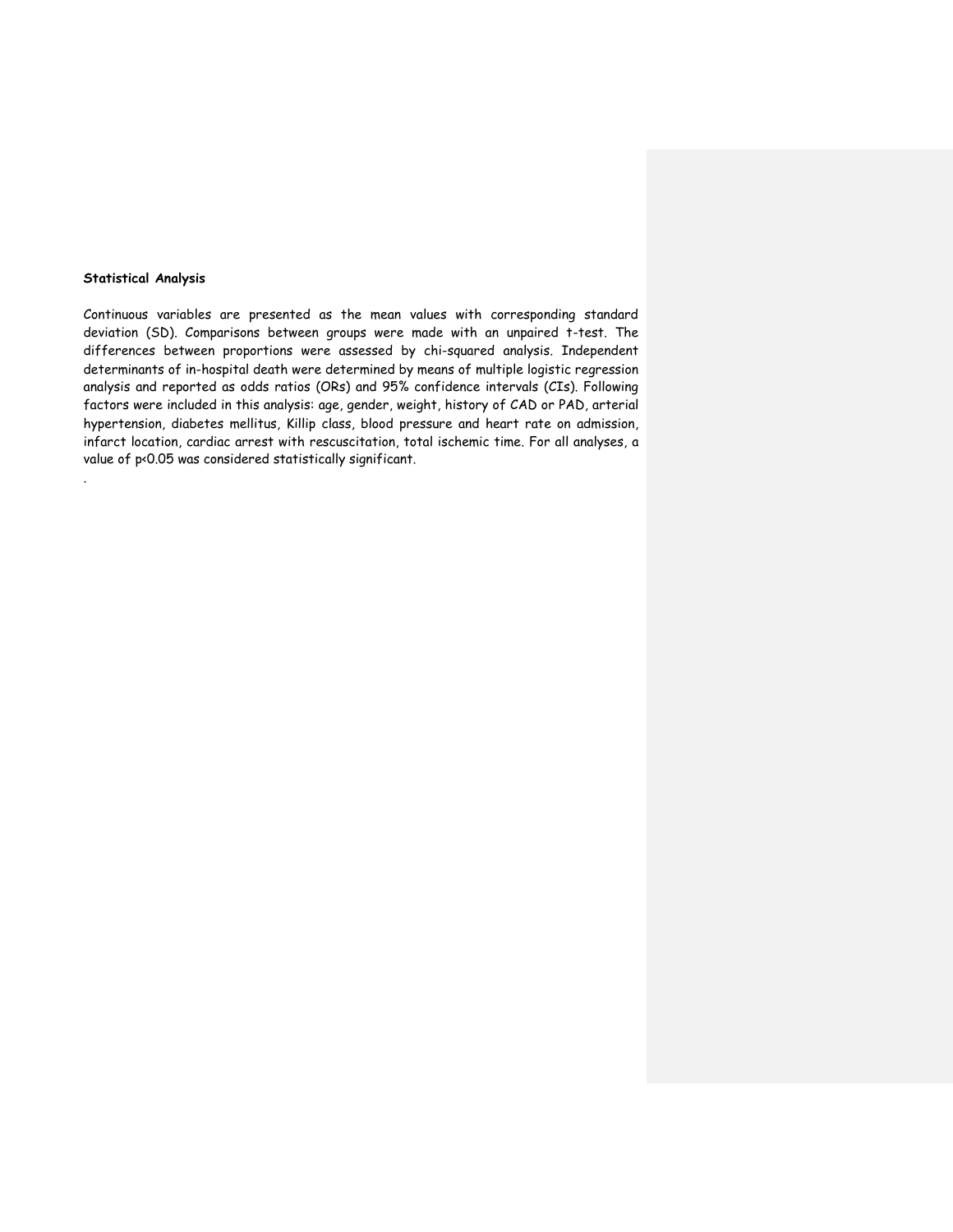**Statistical Analysis**

Continuous variables are presented as the mean values with corresponding standard deviation (SD). Comparisons between groups were made with an unpaired t-test. The differences between proportions were assessed by chi-squared analysis. Independent determinants of in-hospital death were determined by means of multiple logistic regression analysis and reported as odds ratios (ORs) and 95% confidence intervals (CIs). Following factors were included in this analysis: age, gender, weight, history of CAD or PAD, arterial hypertension, diabetes mellitus, Killip class, blood pressure and heart rate on admission, infarct location, cardiac arrest with rescuscitation, total ischemic time. For all analyses, a value of $p<0.05$ was considered statistically significant.

.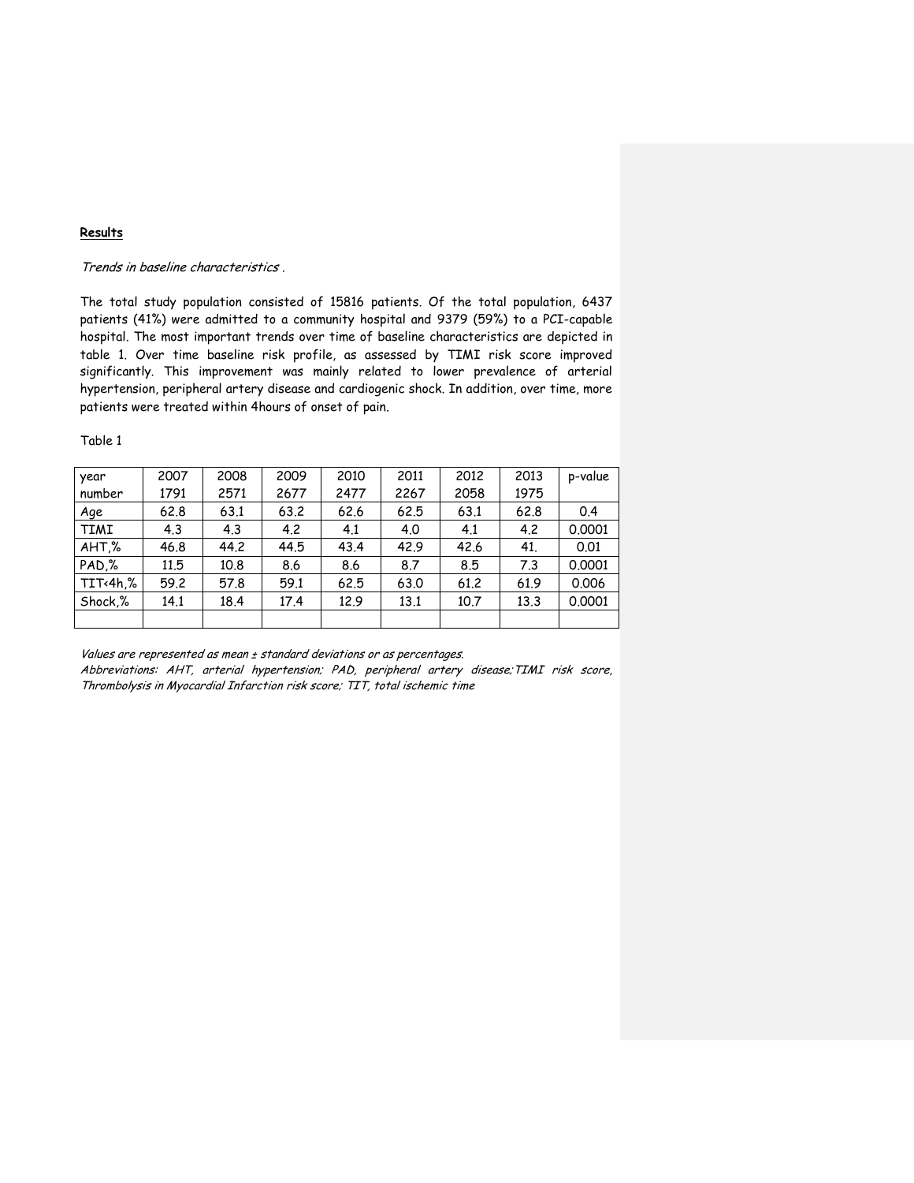## Results

*Trends in baseline characteristics .*

The total study population consisted of 15816 patients. Of the total population, 6437 patients (41%) were admitted to a community hospital and 9379 (59%) to a PCI-capable hospital. The most important trends over time of baseline characteristics are depicted in table 1. Over time baseline risk profile, as assessed by TIMI risk score improved significantly. This improvement was mainly related to lower prevalence of arterial hypertension, peripheral artery disease and cardiogenic shock. In addition, over time, more patients were treated within 4hours of onset of pain.

Table 1

| year<br>number | 2007<br>1791 | 2008<br>2571 | 2009<br>2677 | 2010<br>2477 | 2011<br>2267 | 2012<br>2058 | 2013<br>1975 | p-value |
|---|---|---|---|---|---|---|---|---|
| Age | 62.8 | 63.1 | 63.2 | 62.6 | 62.5 | 63.1 | 62.8 | 0.4 |
| TIMI | 4.3 | 4.3 | 4.2 | 4.1 | 4.0 | 4.1 | 4.2 | 0.0001 |
| AHT,% | 46.8 | 44.2 | 44.5 | 43.4 | 42.9 | 42.6 | 41. | 0.01 |
| PAD,% | 11.5 | 10.8 | 8.6 | 8.6 | 8.7 | 8.5 | 7.3 | 0.0001 |
| TIT<4h,% | 59.2 | 57.8 | 59.1 | 62.5 | 63.0 | 61.2 | 61.9 | 0.006 |
| Shock,% | 14.1 | 18.4 | 17.4 | 12.9 | 13.1 | 10.7 | 13.3 | 0.0001 |
| | | | | | | | | |

*Values are represented as mean ± standard deviations or as percentages.*

*Abbreviations: AHT, arterial hypertension; PAD, peripheral artery disease;TIMI risk score, Thrombolysis in Myocardial Infarction risk score; TIT, total ischemic time*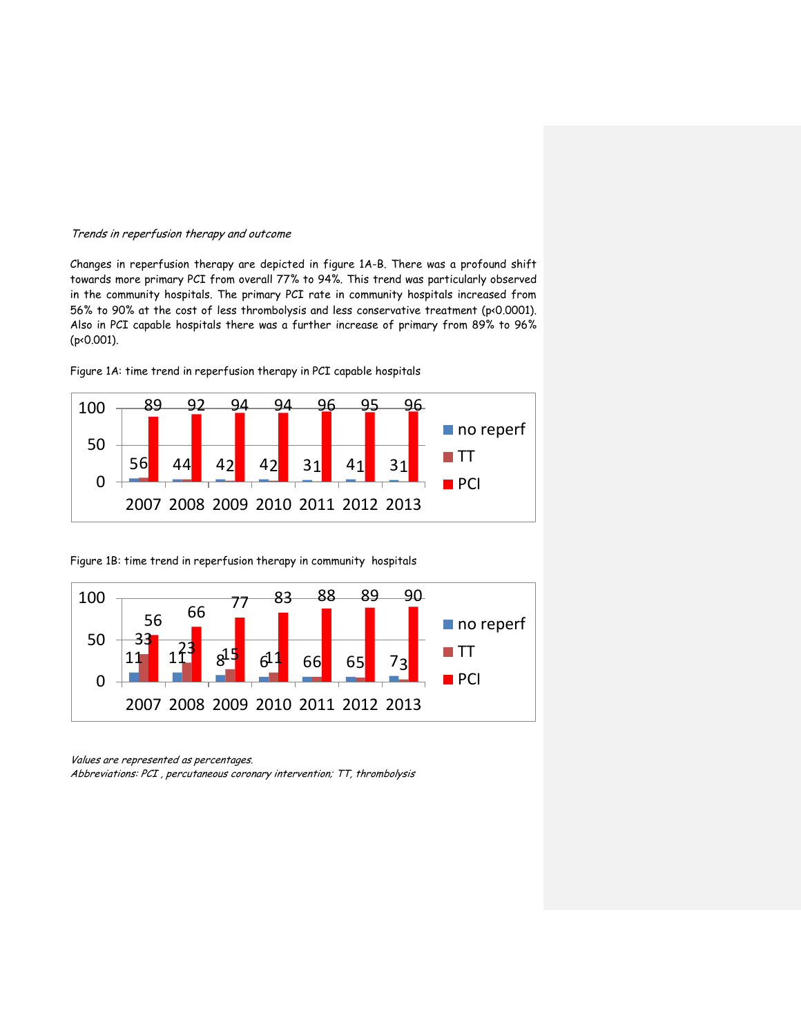*Trends in reperfusion therapy and outcome*

Changes in reperfusion therapy are depicted in figure 1A-B. There was a profound shift towards more primary PCI from overall 77% to 94%. This trend was particularly observed in the community hospitals. The primary PCI rate in community hospitals increased from 56% to 90% at the cost of less thrombolysis and less conservative treatment ($p<0.0001$). Also in PCI capable hospitals there was a further increase of primary from 89% to 96% ($p<0.001$).

Figure 1A: time trend in reperfusion therapy in PCI capable hospitals

| | 2007 | 2008 | 2009 | 2010 | 2011 | 2012 | 2013 |
|---|---|---|---|---|---|---|---|
| no reperf | 5 | 4 | 4 | 4 | 3 | 4 | 3 |
| TT | 6 | 4 | 2 | 2 | 1 | 1 | 1 |
| PCI | 89 | 92 | 94 | 94 | 96 | 95 | 96 |

Figure 1B: time trend in reperfusion therapy in community hospitals

| | 2007 | 2008 | 2009 | 2010 | 2011 | 2012 | 2013 |
|---|---|---|---|---|---|---|---|
| no reperf | 11 | 11 | 8 | 6 | 6 | 6 | 7 |
| TT | 33 | 23 | 15 | 11 | 6 | 5 | 3 |
| PCI | 56 | 66 | 77 | 83 | 88 | 89 | 90 |

*Values are represented as percentages.*
*Abbreviations: PCI , percutaneous coronary intervention; TT, thrombolysis*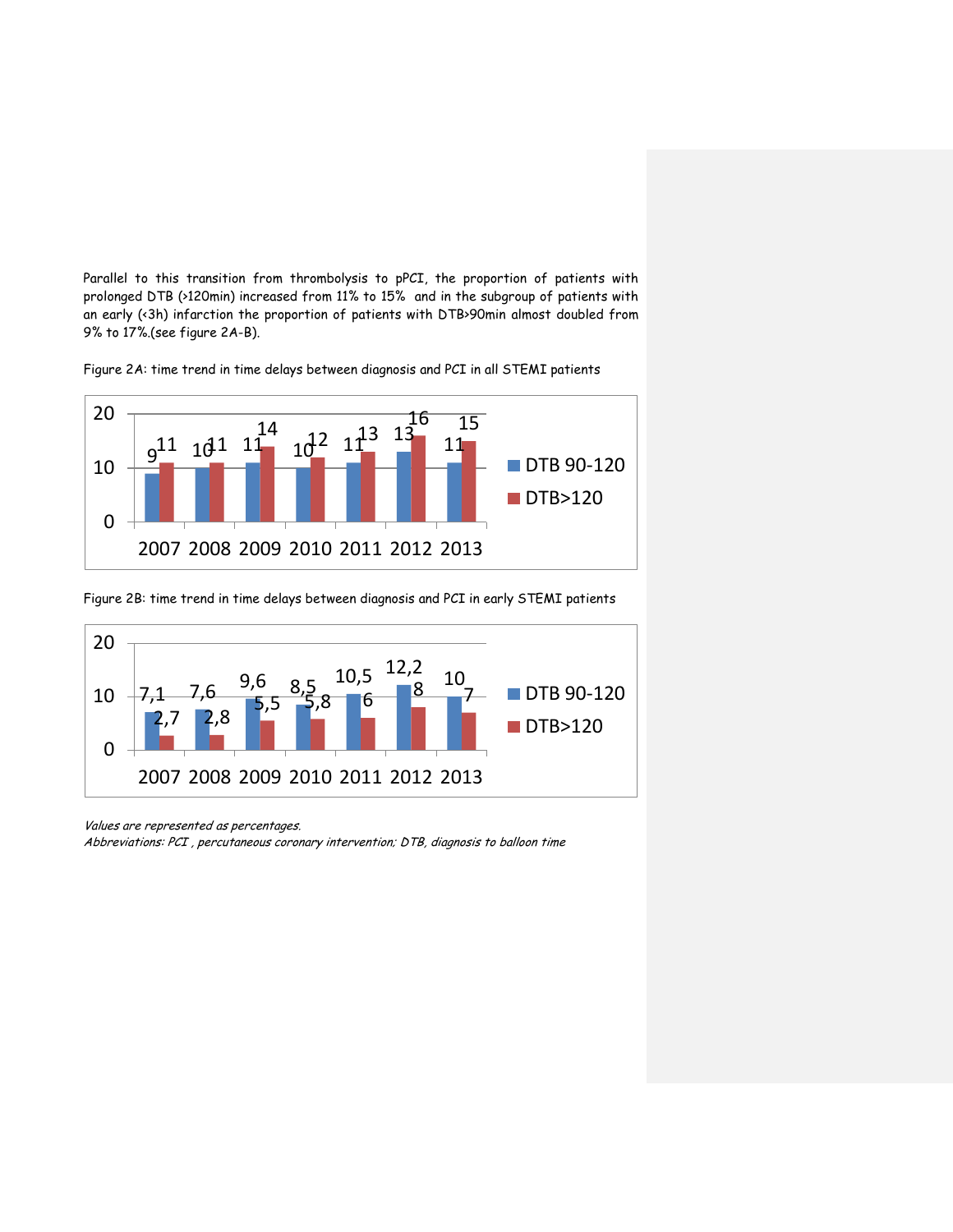Parallel to this transition from thrombolysis to pPCI, the proportion of patients with prolonged DTB (>120min) increased from 11% to 15% and in the subgroup of patients with an early (<3h) infarction the proportion of patients with DTB>90min almost doubled from 9% to 17%.(see figure 2A-B).

Figure 2A: time trend in time delays between diagnosis and PCI in all STEMI patients

| | 2007 | 2008 | 2009 | 2010 | 2011 | 2012 | 2013 |
|---|---|---|---|---|---|---|---|
| DTB 90-120 | 9 | 10 | 11 | 10 | 11 | 13 | 11 |
| DTB>120 | 11 | 11 | 14 | 12 | 13 | 16 | 15 |

Figure 2B: time trend in time delays between diagnosis and PCI in early STEMI patients

| | 2007 | 2008 | 2009 | 2010 | 2011 | 2012 | 2013 |
|---|---|---|---|---|---|---|---|
| DTB 90-120 | 7,1 | 7,6 | 9,6 | 8,5 | 10,5 | 12,2 | 10 |
| DTB>120 | 2,7 | 2,8 | 5,5 | 5,8 | 6 | 8 | 7 |

*Values are represented as percentages.*
*Abbreviations: PCI , percutaneous coronary intervention; DTB, diagnosis to balloon time*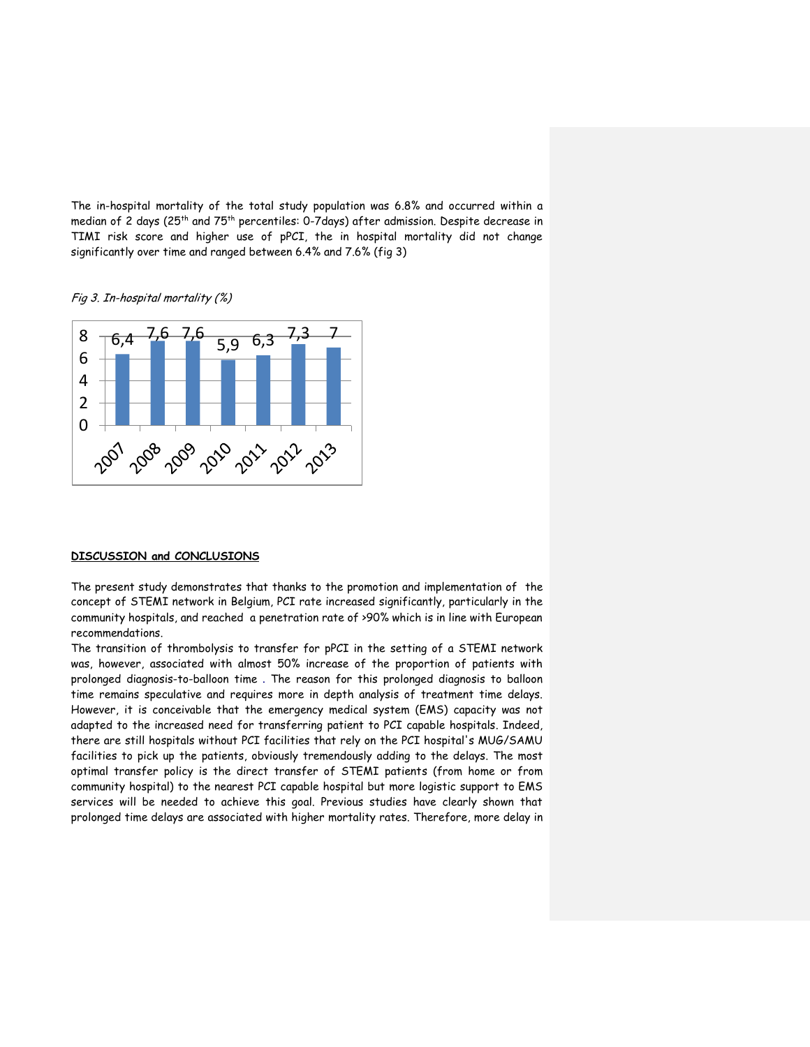The in-hospital mortality of the total study population was 6.8% and occurred within a median of 2 days (25th and 75th percentiles: 0-7days) after admission. Despite decrease in TIMI risk score and higher use of pPCI, the in hospital mortality did not change significantly over time and ranged between 6.4% and 7.6% (fig 3)

*Fig 3. In-hospital mortality (%)*

| Year | In-hospital mortality (%) |
|---|---|
| 2007 | 6,4 |
| 2008 | 7,6 |
| 2009 | 7,6 |
| 2010 | 5,9 |
| 2011 | 6,3 |
| 2012 | 7,3 |
| 2013 | 7 |

**DISCUSSION and CONCLUSIONS**

The present study demonstrates that thanks to the promotion and implementation of the concept of STEMI network in Belgium, PCI rate increased significantly, particularly in the community hospitals, and reached a penetration rate of >90% which is in line with European recommendations.

The transition of thrombolysis to transfer for pPCI in the setting of a STEMI network was, however, associated with almost 50% increase of the proportion of patients with prolonged diagnosis-to-balloon time . The reason for this prolonged diagnosis to balloon time remains speculative and requires more in depth analysis of treatment time delays. However, it is conceivable that the emergency medical system (EMS) capacity was not adapted to the increased need for transferring patient to PCI capable hospitals. Indeed, there are still hospitals without PCI facilities that rely on the PCI hospital's MUG/SAMU facilities to pick up the patients, obviously tremendously adding to the delays. The most optimal transfer policy is the direct transfer of STEMI patients (from home or from community hospital) to the nearest PCI capable hospital but more logistic support to EMS services will be needed to achieve this goal. Previous studies have clearly shown that prolonged time delays are associated with higher mortality rates. Therefore, more delay in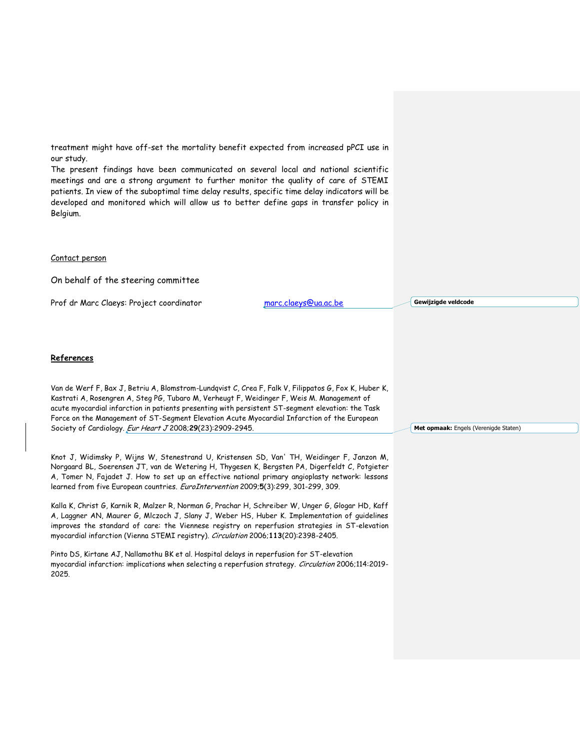treatment might have off-set the mortality benefit expected from increased pPCI use in our study.

The present findings have been communicated on several local and national scientific meetings and are a strong argument to further monitor the quality of care of STEMI patients. In view of the suboptimal time delay results, specific time delay indicators will be developed and monitored which will allow us to better define gaps in transfer policy in Belgium.

Contact person

On behalf of the steering committee

Prof dr Marc Claeys: Project coordinator marc.claeys@ua.ac.be

**Gewijzigde veldcode**

## References

Van de Werf F, Bax J, Betriu A, Blomstrom-Lundqvist C, Crea F, Falk V, Filippatos G, Fox K, Huber K, Kastrati A, Rosengren A, Steg PG, Tubaro M, Verheugt F, Weidinger F, Weis M. Management of acute myocardial infarction in patients presenting with persistent ST-segment elevation: the Task Force on the Management of ST-Segment Elevation Acute Myocardial Infarction of the European Society of Cardiology. *Eur Heart J* 2008;**29**(23):2909-2945.

**Met opmaak:** Engels (Verenigde Staten)

Knot J, Widimsky P, Wijns W, Stenestrand U, Kristensen SD, Van' TH, Weidinger F, Janzon M, Norgaard BL, Soerensen JT, van de Wetering H, Thygesen K, Bergsten PA, Digerfeldt C, Potgieter A, Tomer N, Fajadet J. How to set up an effective national primary angioplasty network: lessons learned from five European countries. *EuroIntervention* 2009;**5**(3):299, 301-299, 309.

Kalla K, Christ G, Karnik R, Malzer R, Norman G, Prachar H, Schreiber W, Unger G, Glogar HD, Kaff A, Laggner AN, Maurer G, Mlczoch J, Slany J, Weber HS, Huber K. Implementation of guidelines improves the standard of care: the Viennese registry on reperfusion strategies in ST-elevation myocardial infarction (Vienna STEMI registry). *Circulation* 2006;**113**(20):2398-2405.

Pinto DS, Kirtane AJ, Nallamothu BK et al. Hospital delays in reperfusion for ST-elevation myocardial infarction: implications when selecting a reperfusion strategy. *Circulation* 2006;114:2019-2025.